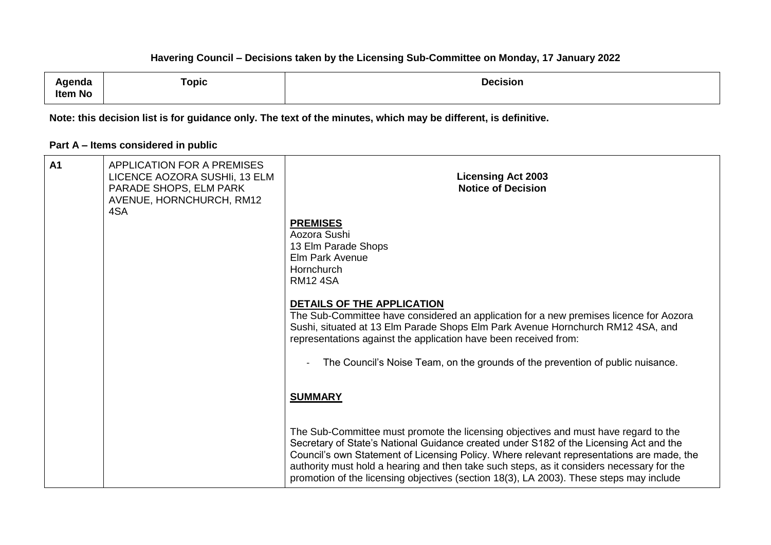**Havering Council – Decisions taken by the Licensing Sub-Committee on Monday, 17 January 2022**

| Agenda Item No | Topic | Decision |
| --- | --- | --- |

**Note: this decision list is for guidance only. The text of the minutes, which may be different, is definitive.**

**Part A – Items considered in public**

| | | |
| --- | --- | --- |
| **A1** | APPLICATION FOR A PREMISES LICENCE AOZORA SUSHIi, 13 ELM PARADE SHOPS, ELM PARK AVENUE, HORNCHURCH, RM12 4SA | **Licensing Act 2003**<br>**Notice of Decision**<br><br>**PREMISES**<br>Aozora Sushi<br>13 Elm Parade Shops<br>Elm Park Avenue<br>Hornchurch<br>RM12 4SA<br><br>**DETAILS OF THE APPLICATION**<br>The Sub-Committee have considered an application for a new premises licence for Aozora Sushi, situated at 13 Elm Parade Shops Elm Park Avenue Hornchurch RM12 4SA, and representations against the application have been received from:<br><br>- The Council's Noise Team, on the grounds of the prevention of public nuisance.<br><br>**SUMMARY**<br><br>The Sub-Committee must promote the licensing objectives and must have regard to the Secretary of State's National Guidance created under S182 of the Licensing Act and the Council's own Statement of Licensing Policy. Where relevant representations are made, the authority must hold a hearing and then take such steps, as it considers necessary for the promotion of the licensing objectives (section 18(3), LA 2003). These steps may include |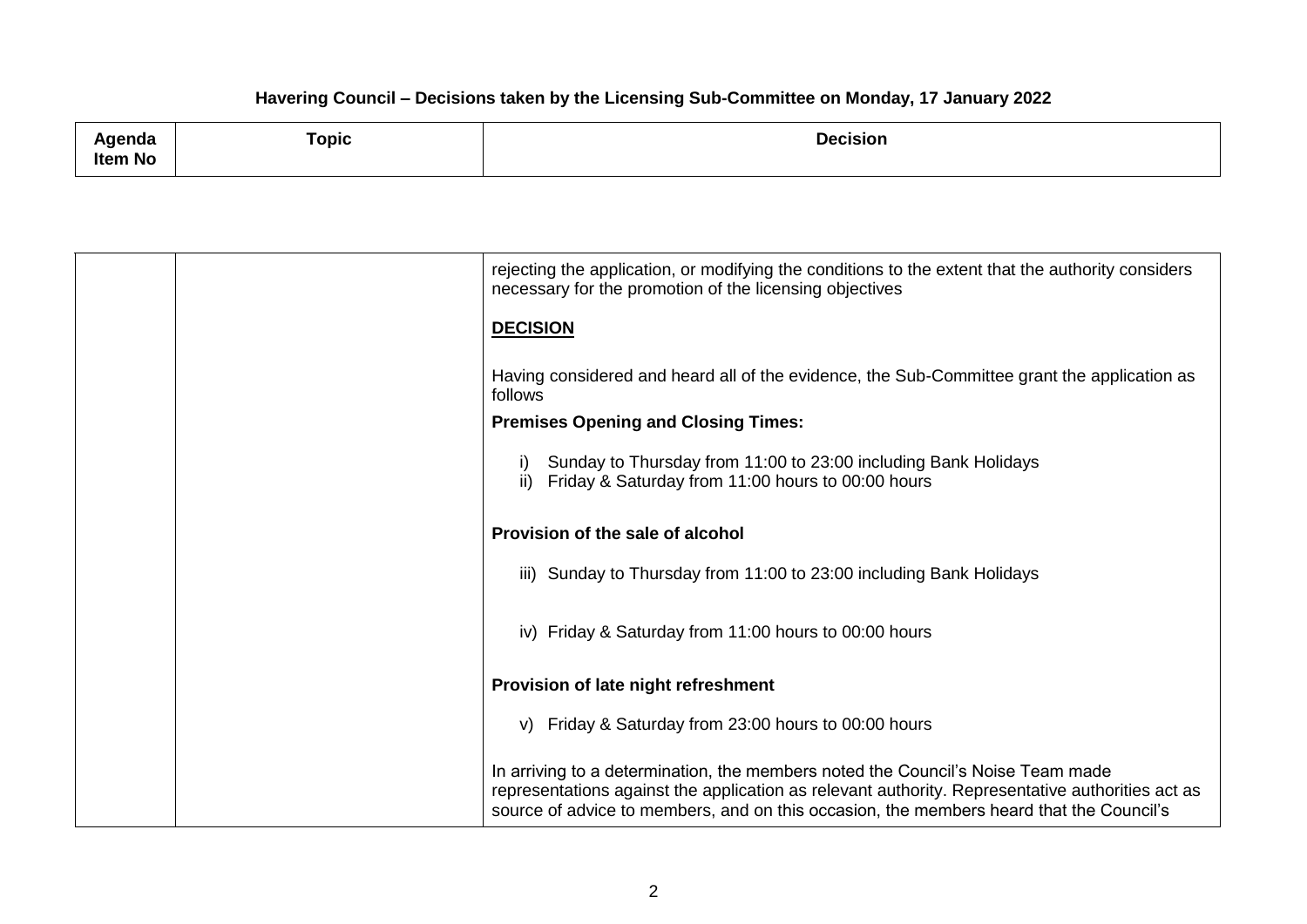# Havering Council – Decisions taken by the Licensing Sub-Committee on Monday, 17 January 2022

| Agenda Item No | Topic | Decision |
|---|---|---|
| | | rejecting the application, or modifying the conditions to the extent that the authority considers necessary for the promotion of the licensing objectives<br><br>**<u>DECISION</u>**<br><br>Having considered and heard all of the evidence, the Sub-Committee grant the application as follows<br><br>**Premises Opening and Closing Times:**<br><br>i) Sunday to Thursday from 11:00 to 23:00 including Bank Holidays<br>ii) Friday & Saturday from 11:00 hours to 00:00 hours<br><br>**Provision of the sale of alcohol**<br><br>iii) Sunday to Thursday from 11:00 to 23:00 including Bank Holidays<br><br>iv) Friday & Saturday from 11:00 hours to 00:00 hours<br><br>**Provision of late night refreshment**<br><br>v) Friday & Saturday from 23:00 hours to 00:00 hours<br><br>In arriving to a determination, the members noted the Council's Noise Team made representations against the application as relevant authority. Representative authorities act as source of advice to members, and on this occasion, the members heard that the Council's |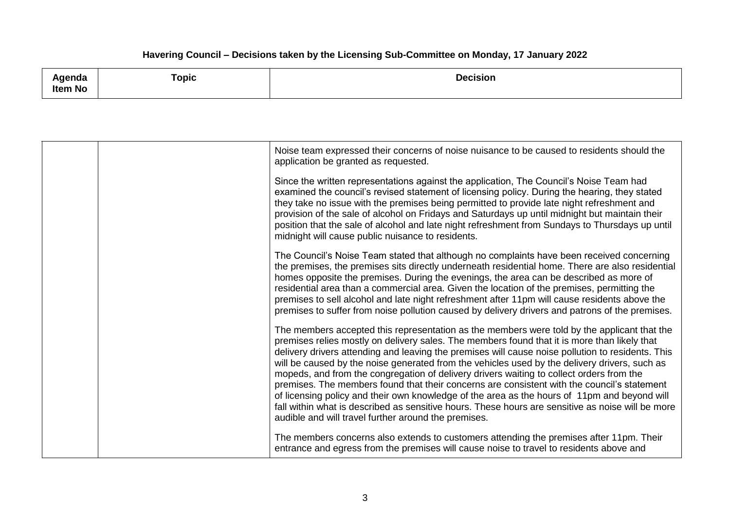**Havering Council – Decisions taken by the Licensing Sub-Committee on Monday, 17 January 2022**

| Agenda Item No | Topic | Decision |
|---|---|---|
| | | Noise team expressed their concerns of noise nuisance to be caused to residents should the application be granted as requested.<br><br>Since the written representations against the application, The Council's Noise Team had examined the council's revised statement of licensing policy. During the hearing, they stated they take no issue with the premises being permitted to provide late night refreshment and provision of the sale of alcohol on Fridays and Saturdays up until midnight but maintain their position that the sale of alcohol and late night refreshment from Sundays to Thursdays up until midnight will cause public nuisance to residents.<br><br>The Council's Noise Team stated that although no complaints have been received concerning the premises, the premises sits directly underneath residential home. There are also residential homes opposite the premises. During the evenings, the area can be described as more of residential area than a commercial area. Given the location of the premises, permitting the premises to sell alcohol and late night refreshment after 11pm will cause residents above the premises to suffer from noise pollution caused by delivery drivers and patrons of the premises.<br><br>The members accepted this representation as the members were told by the applicant that the premises relies mostly on delivery sales. The members found that it is more than likely that delivery drivers attending and leaving the premises will cause noise pollution to residents. This will be caused by the noise generated from the vehicles used by the delivery drivers, such as mopeds, and from the congregation of delivery drivers waiting to collect orders from the premises. The members found that their concerns are consistent with the council's statement of licensing policy and their own knowledge of the area as the hours of 11pm and beyond will fall within what is described as sensitive hours. These hours are sensitive as noise will be more audible and will travel further around the premises.<br><br>The members concerns also extends to customers attending the premises after 11pm. Their entrance and egress from the premises will cause noise to travel to residents above and |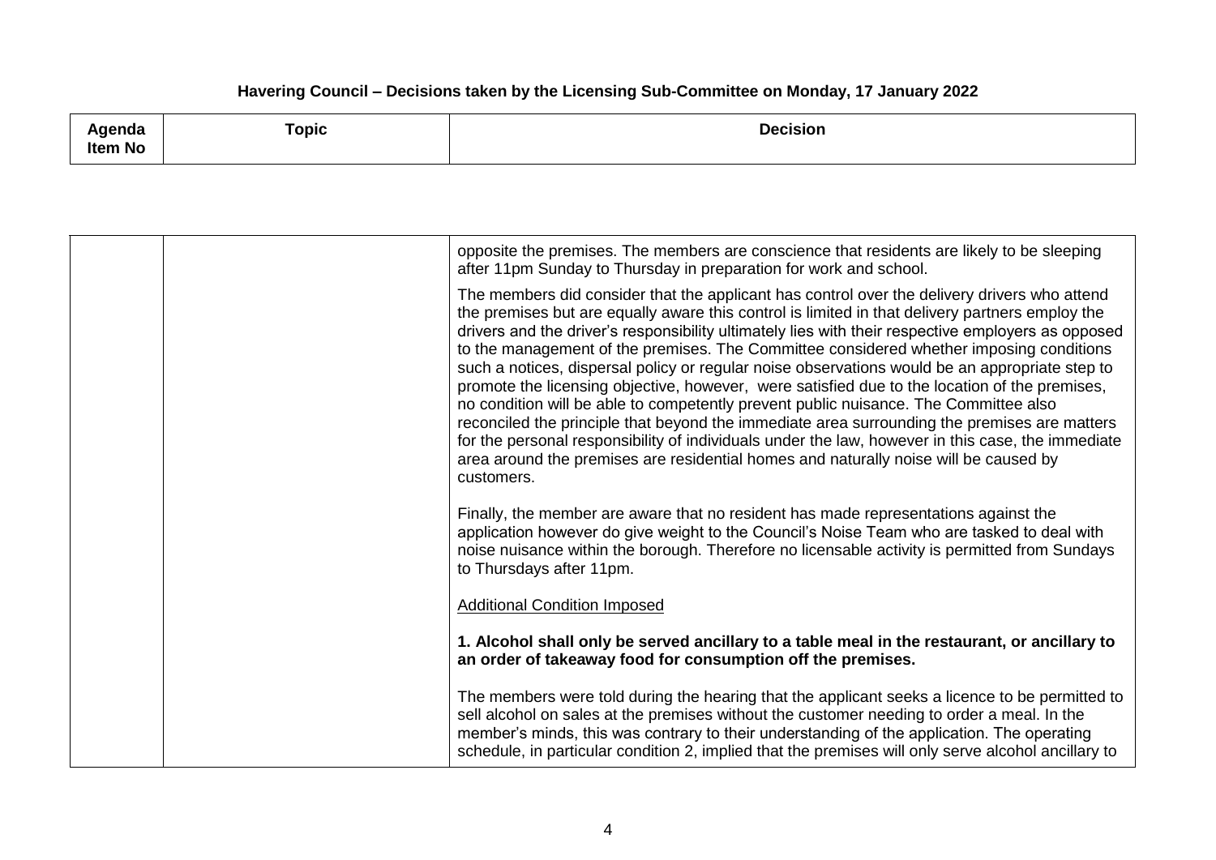**Havering Council – Decisions taken by the Licensing Sub-Committee on Monday, 17 January 2022**

| Agenda Item No | Topic | Decision |
|---|---|---|
| | | opposite the premises. The members are conscience that residents are likely to be sleeping after 11pm Sunday to Thursday in preparation for work and school.<br><br>The members did consider that the applicant has control over the delivery drivers who attend the premises but are equally aware this control is limited in that delivery partners employ the drivers and the driver's responsibility ultimately lies with their respective employers as opposed to the management of the premises. The Committee considered whether imposing conditions such a notices, dispersal policy or regular noise observations would be an appropriate step to promote the licensing objective, however, were satisfied due to the location of the premises, no condition will be able to competently prevent public nuisance. The Committee also reconciled the principle that beyond the immediate area surrounding the premises are matters for the personal responsibility of individuals under the law, however in this case, the immediate area around the premises are residential homes and naturally noise will be caused by customers.<br><br>Finally, the member are aware that no resident has made representations against the application however do give weight to the Council's Noise Team who are tasked to deal with noise nuisance within the borough. Therefore no licensable activity is permitted from Sundays to Thursdays after 11pm.<br><br><u>Additional Condition Imposed</u><br><br>**1. Alcohol shall only be served ancillary to a table meal in the restaurant, or ancillary to an order of takeaway food for consumption off the premises.**<br><br>The members were told during the hearing that the applicant seeks a licence to be permitted to sell alcohol on sales at the premises without the customer needing to order a meal. In the member's minds, this was contrary to their understanding of the application. The operating schedule, in particular condition 2, implied that the premises will only serve alcohol ancillary to |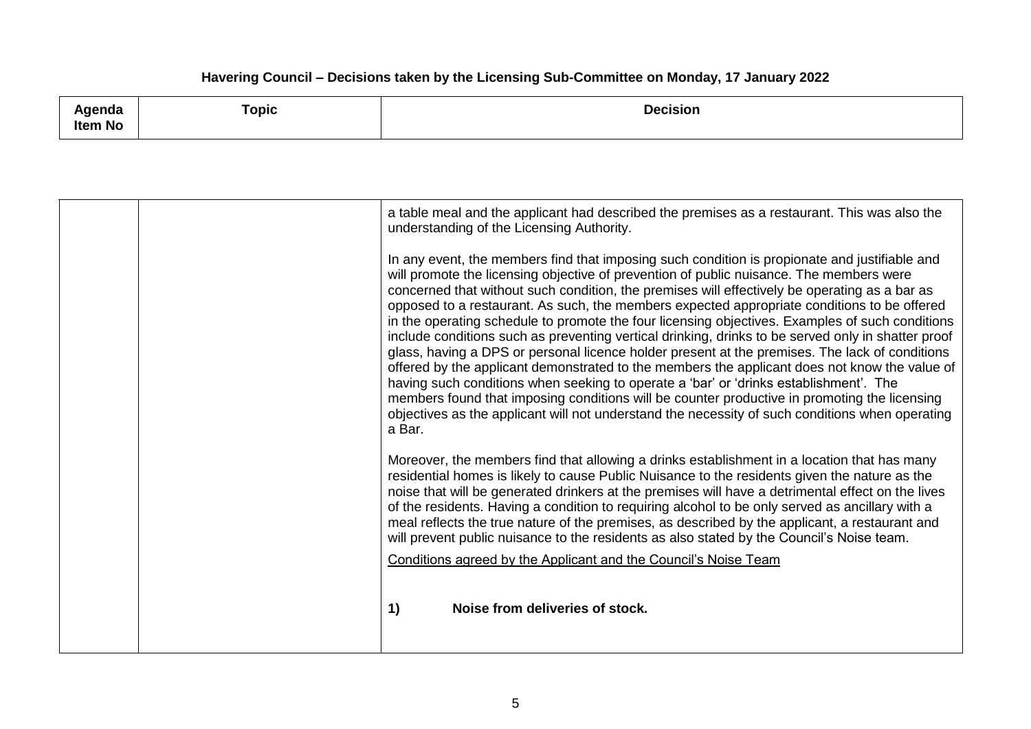| Agenda Item No | Topic | Decision |
|---|---|---|
| | | a table meal and the applicant had described the premises as a restaurant. This was also the understanding of the Licensing Authority.<br><br>In any event, the members find that imposing such condition is propionate and justifiable and will promote the licensing objective of prevention of public nuisance. The members were concerned that without such condition, the premises will effectively be operating as a bar as opposed to a restaurant. As such, the members expected appropriate conditions to be offered in the operating schedule to promote the four licensing objectives. Examples of such conditions include conditions such as preventing vertical drinking, drinks to be served only in shatter proof glass, having a DPS or personal licence holder present at the premises. The lack of conditions offered by the applicant demonstrated to the members the applicant does not know the value of having such conditions when seeking to operate a 'bar' or 'drinks establishment'. The members found that imposing conditions will be counter productive in promoting the licensing objectives as the applicant will not understand the necessity of such conditions when operating a Bar.<br><br>Moreover, the members find that allowing a drinks establishment in a location that has many residential homes is likely to cause Public Nuisance to the residents given the nature as the noise that will be generated drinkers at the premises will have a detrimental effect on the lives of the residents. Having a condition to requiring alcohol to be only served as ancillary with a meal reflects the true nature of the premises, as described by the applicant, a restaurant and will prevent public nuisance to the residents as also stated by the Council's Noise team.<br><br>Conditions agreed by the Applicant and the Council's Noise Team<br><br>**1) Noise from deliveries of stock.** |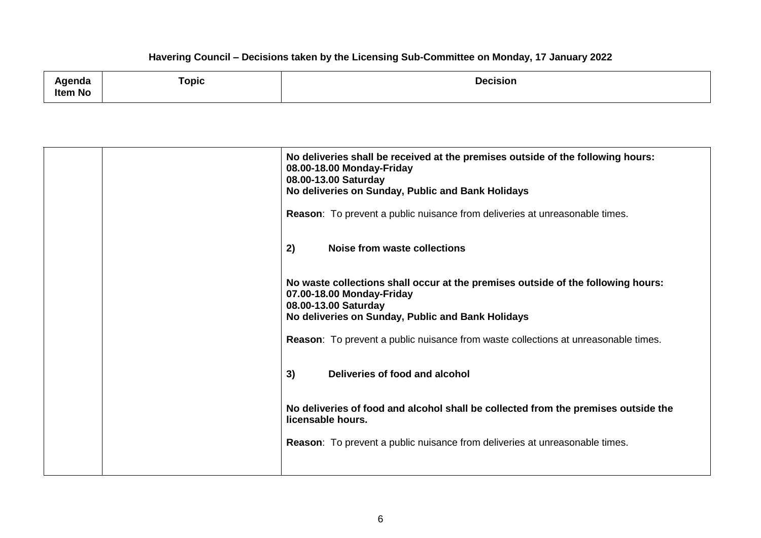**Havering Council – Decisions taken by the Licensing Sub-Committee on Monday, 17 January 2022**

| Agenda Item No | Topic | Decision |
|---|---|---|
| | | **No deliveries shall be received at the premises outside of the following hours:**<br>**08.00-18.00 Monday-Friday**<br>**08.00-13.00 Saturday**<br>**No deliveries on Sunday, Public and Bank Holidays**<br><br>**Reason**: To prevent a public nuisance from deliveries at unreasonable times.<br><br>**2) Noise from waste collections**<br><br>**No waste collections shall occur at the premises outside of the following hours:**<br>**07.00-18.00 Monday-Friday**<br>**08.00-13.00 Saturday**<br>**No deliveries on Sunday, Public and Bank Holidays**<br><br>**Reason**: To prevent a public nuisance from waste collections at unreasonable times.<br><br>**3) Deliveries of food and alcohol**<br><br>**No deliveries of food and alcohol shall be collected from the premises outside the licensable hours.**<br><br>**Reason**: To prevent a public nuisance from deliveries at unreasonable times. |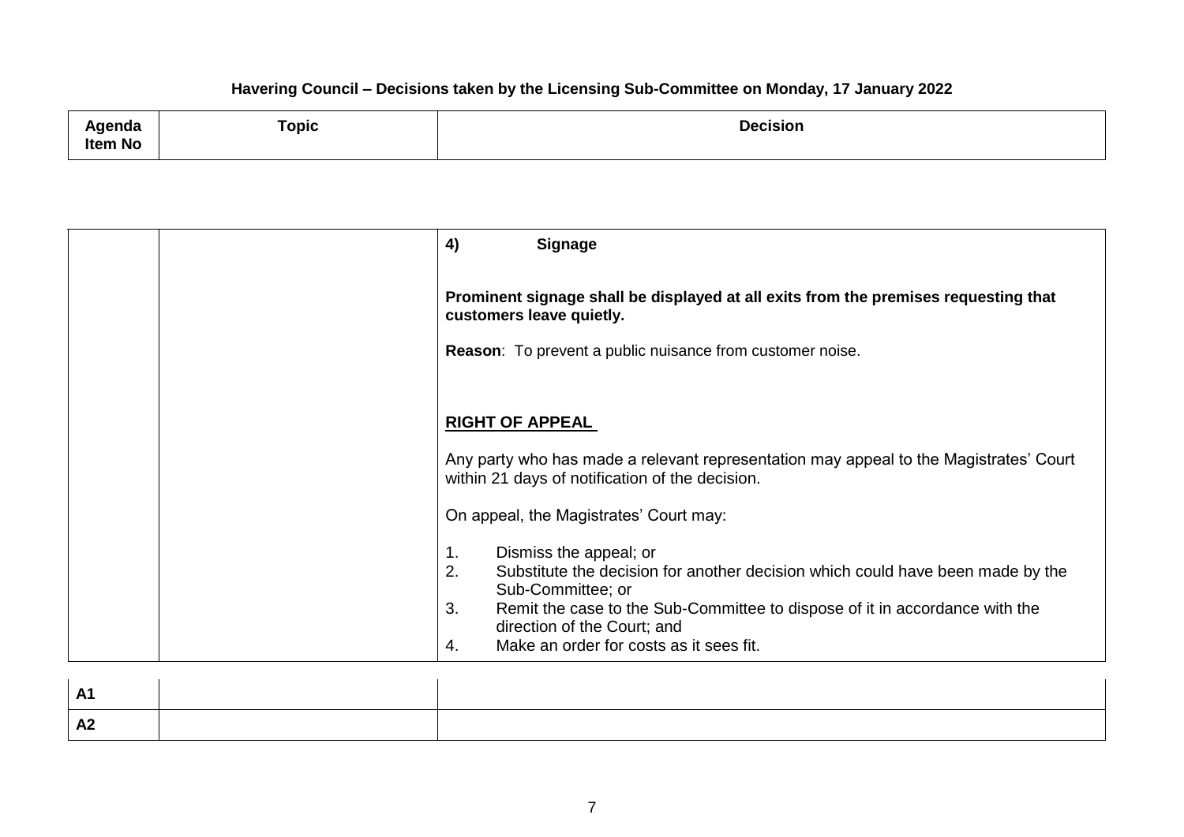**Havering Council – Decisions taken by the Licensing Sub-Committee on Monday, 17 January 2022**

| Agenda Item No | Topic | Decision |
|---|---|---|
| | | **4) Signage**<br><br>**Prominent signage shall be displayed at all exits from the premises requesting that customers leave quietly.**<br><br>**Reason**: To prevent a public nuisance from customer noise.<br><br>**RIGHT OF APPEAL**<br><br>Any party who has made a relevant representation may appeal to the Magistrates' Court within 21 days of notification of the decision.<br><br>On appeal, the Magistrates' Court may:<br><br>1. Dismiss the appeal; or<br>2. Substitute the decision for another decision which could have been made by the Sub-Committee; or<br>3. Remit the case to the Sub-Committee to dispose of it in accordance with the direction of the Court; and<br>4. Make an order for costs as it sees fit. |
| **A1** | | |
| **A2** | | |